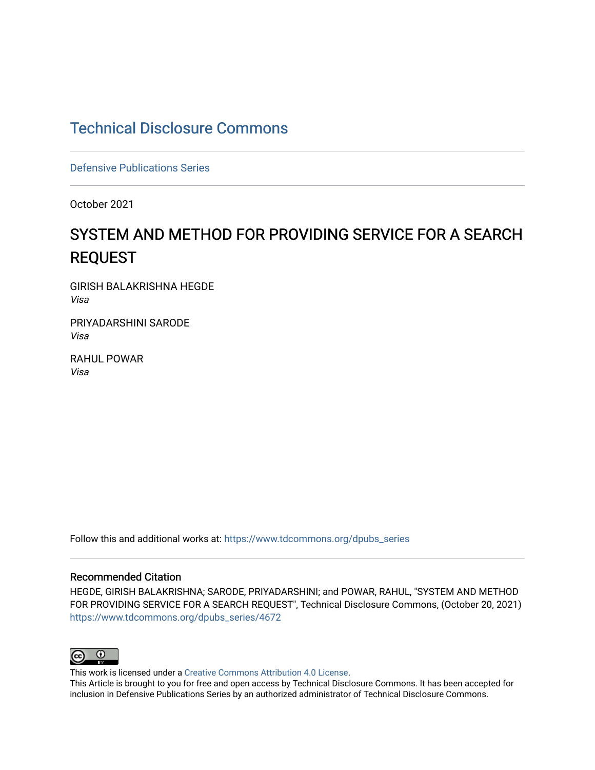# Technical Disclosure Commons

Defensive Publications Series

October 2021

## SYSTEM AND METHOD FOR PROVIDING SERVICE FOR A SEARCH REQUEST

GIRISH BALAKRISHNA HEGDE
*Visa*

PRIYADARSHINI SARODE
*Visa*

RAHUL POWAR
*Visa*

Follow this and additional works at: https://www.tdcommons.org/dpubs_series

### Recommended Citation

HEGDE, GIRISH BALAKRISHNA; SARODE, PRIYADARSHINI; and POWAR, RAHUL, "SYSTEM AND METHOD FOR PROVIDING SERVICE FOR A SEARCH REQUEST", Technical Disclosure Commons, (October 20, 2021)
https://www.tdcommons.org/dpubs_series/4672

This work is licensed under a Creative Commons Attribution 4.0 License.
This Article is brought to you for free and open access by Technical Disclosure Commons. It has been accepted for inclusion in Defensive Publications Series by an authorized administrator of Technical Disclosure Commons.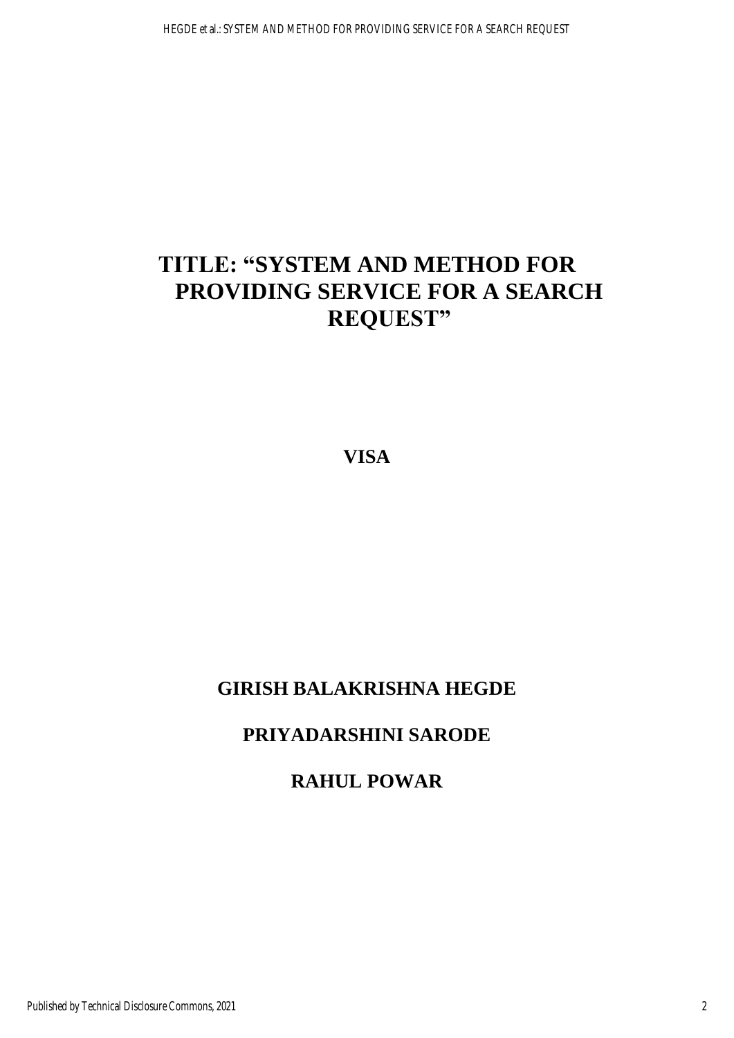# TITLE: “SYSTEM AND METHOD FOR PROVIDING SERVICE FOR A SEARCH REQUEST”

**VISA**

**GIRISH BALAKRISHNA HEGDE**

**PRIYADARSHINI SARODE**

**RAHUL POWAR**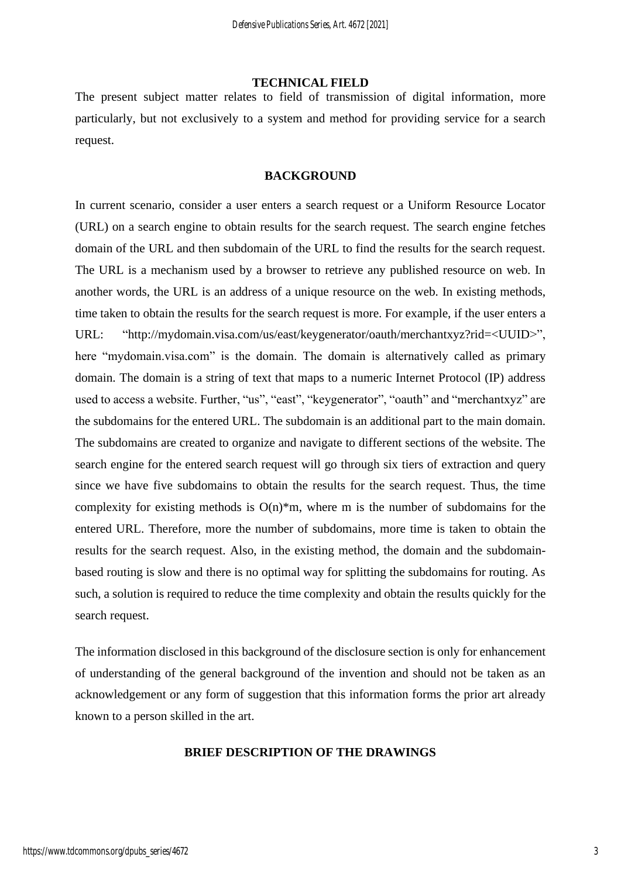## TECHNICAL FIELD

The present subject matter relates to field of transmission of digital information, more particularly, but not exclusively to a system and method for providing service for a search request.

## BACKGROUND

In current scenario, consider a user enters a search request or a Uniform Resource Locator (URL) on a search engine to obtain results for the search request. The search engine fetches domain of the URL and then subdomain of the URL to find the results for the search request. The URL is a mechanism used by a browser to retrieve any published resource on web. In another words, the URL is an address of a unique resource on the web. In existing methods, time taken to obtain the results for the search request is more. For example, if the user enters a URL: "http://mydomain.visa.com/us/east/keygenerator/oauth/merchantxyz?rid=<UUID>", here "mydomain.visa.com" is the domain. The domain is alternatively called as primary domain. The domain is a string of text that maps to a numeric Internet Protocol (IP) address used to access a website. Further, "us", "east", "keygenerator", "oauth" and "merchantxyz" are the subdomains for the entered URL. The subdomain is an additional part to the main domain. The subdomains are created to organize and navigate to different sections of the website. The search engine for the entered search request will go through six tiers of extraction and query since we have five subdomains to obtain the results for the search request. Thus, the time complexity for existing methods is $O(n)*m$, where m is the number of subdomains for the entered URL. Therefore, more the number of subdomains, more time is taken to obtain the results for the search request. Also, in the existing method, the domain and the subdomain-based routing is slow and there is no optimal way for splitting the subdomains for routing. As such, a solution is required to reduce the time complexity and obtain the results quickly for the search request.

The information disclosed in this background of the disclosure section is only for enhancement of understanding of the general background of the invention and should not be taken as an acknowledgement or any form of suggestion that this information forms the prior art already known to a person skilled in the art.

## BRIEF DESCRIPTION OF THE DRAWINGS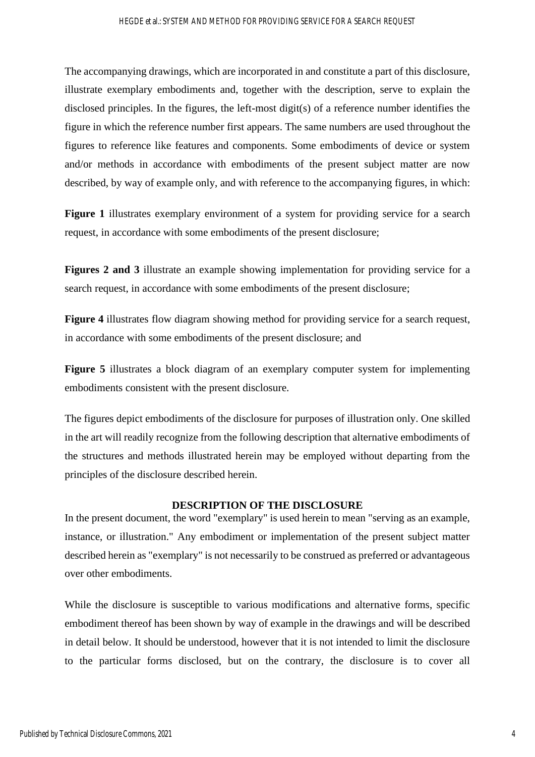The accompanying drawings, which are incorporated in and constitute a part of this disclosure, illustrate exemplary embodiments and, together with the description, serve to explain the disclosed principles. In the figures, the left-most digit(s) of a reference number identifies the figure in which the reference number first appears. The same numbers are used throughout the figures to reference like features and components. Some embodiments of device or system and/or methods in accordance with embodiments of the present subject matter are now described, by way of example only, and with reference to the accompanying figures, in which:

**Figure 1** illustrates exemplary environment of a system for providing service for a search request, in accordance with some embodiments of the present disclosure;

**Figures 2 and 3** illustrate an example showing implementation for providing service for a search request, in accordance with some embodiments of the present disclosure;

**Figure 4** illustrates flow diagram showing method for providing service for a search request, in accordance with some embodiments of the present disclosure; and

**Figure 5** illustrates a block diagram of an exemplary computer system for implementing embodiments consistent with the present disclosure.

The figures depict embodiments of the disclosure for purposes of illustration only. One skilled in the art will readily recognize from the following description that alternative embodiments of the structures and methods illustrated herein may be employed without departing from the principles of the disclosure described herein.

## DESCRIPTION OF THE DISCLOSURE

In the present document, the word "exemplary" is used herein to mean "serving as an example, instance, or illustration." Any embodiment or implementation of the present subject matter described herein as "exemplary" is not necessarily to be construed as preferred or advantageous over other embodiments.

While the disclosure is susceptible to various modifications and alternative forms, specific embodiment thereof has been shown by way of example in the drawings and will be described in detail below. It should be understood, however that it is not intended to limit the disclosure to the particular forms disclosed, but on the contrary, the disclosure is to cover all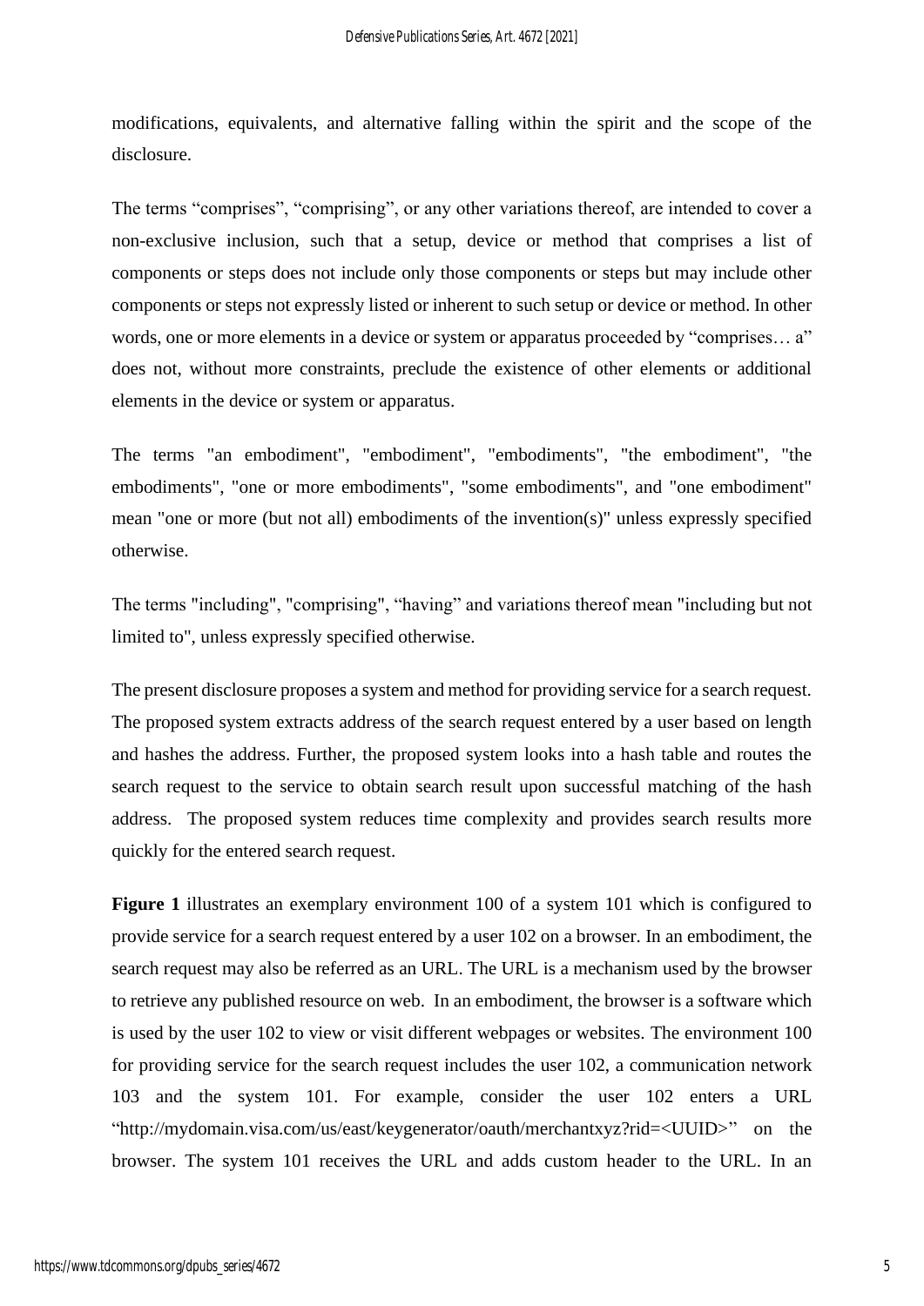modifications, equivalents, and alternative falling within the spirit and the scope of the disclosure.

The terms “comprises”, “comprising”, or any other variations thereof, are intended to cover a non-exclusive inclusion, such that a setup, device or method that comprises a list of components or steps does not include only those components or steps but may include other components or steps not expressly listed or inherent to such setup or device or method. In other words, one or more elements in a device or system or apparatus proceeded by “comprises… a” does not, without more constraints, preclude the existence of other elements or additional elements in the device or system or apparatus.

The terms "an embodiment", "embodiment", "embodiments", "the embodiment", "the embodiments", "one or more embodiments", "some embodiments", and "one embodiment" mean "one or more (but not all) embodiments of the invention(s)" unless expressly specified otherwise.

The terms "including", "comprising", “having” and variations thereof mean "including but not limited to", unless expressly specified otherwise.

The present disclosure proposes a system and method for providing service for a search request. The proposed system extracts address of the search request entered by a user based on length and hashes the address. Further, the proposed system looks into a hash table and routes the search request to the service to obtain search result upon successful matching of the hash address. The proposed system reduces time complexity and provides search results more quickly for the entered search request.

**Figure 1** illustrates an exemplary environment 100 of a system 101 which is configured to provide service for a search request entered by a user 102 on a browser. In an embodiment, the search request may also be referred as an URL. The URL is a mechanism used by the browser to retrieve any published resource on web. In an embodiment, the browser is a software which is used by the user 102 to view or visit different webpages or websites. The environment 100 for providing service for the search request includes the user 102, a communication network 103 and the system 101. For example, consider the user 102 enters a URL “http://mydomain.visa.com/us/east/keygenerator/oauth/merchantxyz?rid=<UUID>” on the browser. The system 101 receives the URL and adds custom header to the URL. In an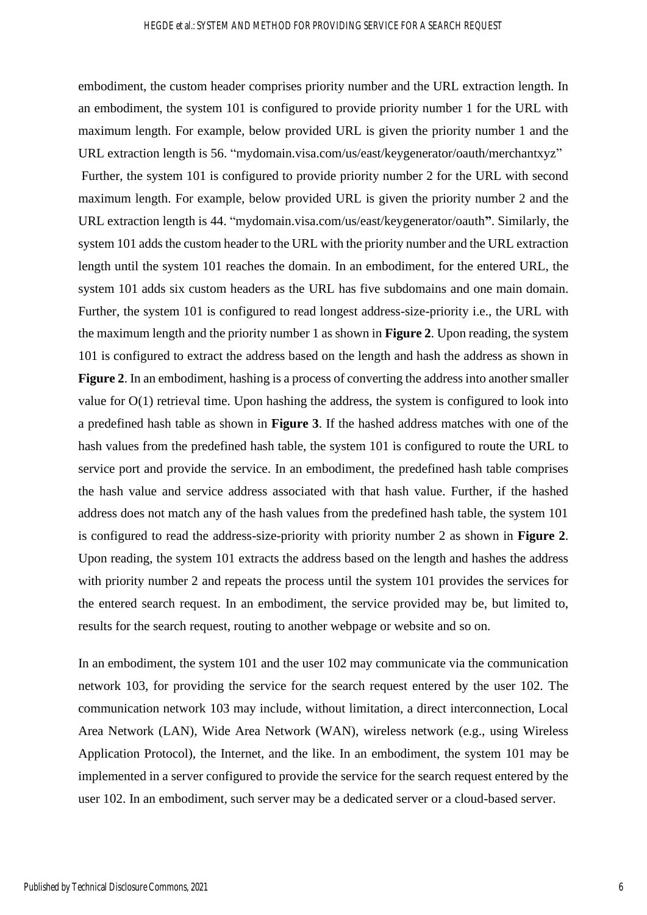embodiment, the custom header comprises priority number and the URL extraction length. In an embodiment, the system 101 is configured to provide priority number 1 for the URL with maximum length. For example, below provided URL is given the priority number 1 and the URL extraction length is 56. "mydomain.visa.com/us/east/keygenerator/oauth/merchantxyz"

Further, the system 101 is configured to provide priority number 2 for the URL with second maximum length. For example, below provided URL is given the priority number 2 and the URL extraction length is 44. "mydomain.visa.com/us/east/keygenerator/oauth**"**. Similarly, the system 101 adds the custom header to the URL with the priority number and the URL extraction length until the system 101 reaches the domain. In an embodiment, for the entered URL, the system 101 adds six custom headers as the URL has five subdomains and one main domain. Further, the system 101 is configured to read longest address-size-priority i.e., the URL with the maximum length and the priority number 1 as shown in **Figure 2**. Upon reading, the system 101 is configured to extract the address based on the length and hash the address as shown in **Figure 2**. In an embodiment, hashing is a process of converting the address into another smaller value for O(1) retrieval time. Upon hashing the address, the system is configured to look into a predefined hash table as shown in **Figure 3**. If the hashed address matches with one of the hash values from the predefined hash table, the system 101 is configured to route the URL to service port and provide the service. In an embodiment, the predefined hash table comprises the hash value and service address associated with that hash value. Further, if the hashed address does not match any of the hash values from the predefined hash table, the system 101 is configured to read the address-size-priority with priority number 2 as shown in **Figure 2**. Upon reading, the system 101 extracts the address based on the length and hashes the address with priority number 2 and repeats the process until the system 101 provides the services for the entered search request. In an embodiment, the service provided may be, but limited to, results for the search request, routing to another webpage or website and so on.

In an embodiment, the system 101 and the user 102 may communicate via the communication network 103, for providing the service for the search request entered by the user 102. The communication network 103 may include, without limitation, a direct interconnection, Local Area Network (LAN), Wide Area Network (WAN), wireless network (e.g., using Wireless Application Protocol), the Internet, and the like. In an embodiment, the system 101 may be implemented in a server configured to provide the service for the search request entered by the user 102. In an embodiment, such server may be a dedicated server or a cloud-based server.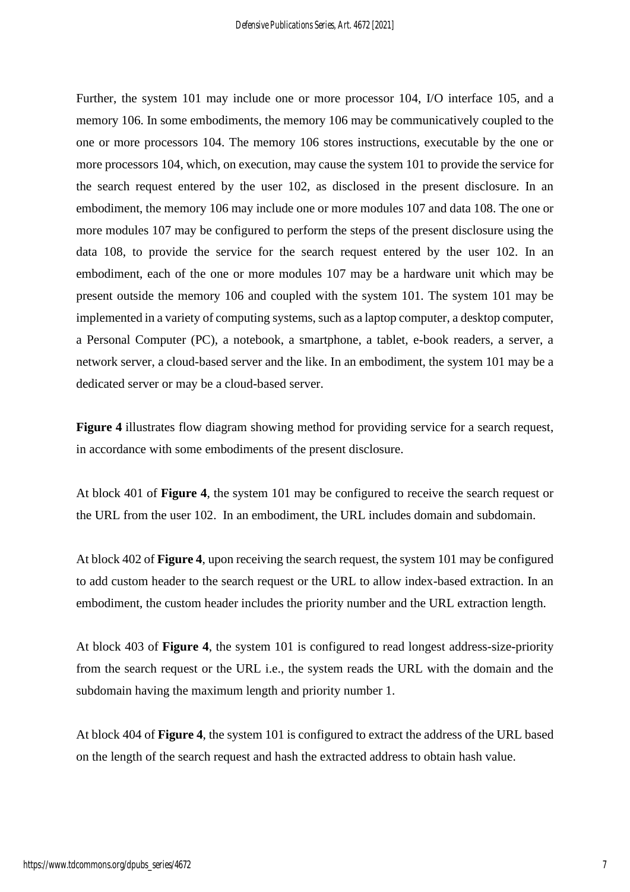Further, the system 101 may include one or more processor 104, I/O interface 105, and a memory 106. In some embodiments, the memory 106 may be communicatively coupled to the one or more processors 104. The memory 106 stores instructions, executable by the one or more processors 104, which, on execution, may cause the system 101 to provide the service for the search request entered by the user 102, as disclosed in the present disclosure. In an embodiment, the memory 106 may include one or more modules 107 and data 108. The one or more modules 107 may be configured to perform the steps of the present disclosure using the data 108, to provide the service for the search request entered by the user 102. In an embodiment, each of the one or more modules 107 may be a hardware unit which may be present outside the memory 106 and coupled with the system 101. The system 101 may be implemented in a variety of computing systems, such as a laptop computer, a desktop computer, a Personal Computer (PC), a notebook, a smartphone, a tablet, e-book readers, a server, a network server, a cloud-based server and the like. In an embodiment, the system 101 may be a dedicated server or may be a cloud-based server.

**Figure 4** illustrates flow diagram showing method for providing service for a search request, in accordance with some embodiments of the present disclosure.

At block 401 of **Figure 4**, the system 101 may be configured to receive the search request or the URL from the user 102. In an embodiment, the URL includes domain and subdomain.

At block 402 of **Figure 4**, upon receiving the search request, the system 101 may be configured to add custom header to the search request or the URL to allow index-based extraction. In an embodiment, the custom header includes the priority number and the URL extraction length.

At block 403 of **Figure 4**, the system 101 is configured to read longest address-size-priority from the search request or the URL i.e., the system reads the URL with the domain and the subdomain having the maximum length and priority number 1.

At block 404 of **Figure 4**, the system 101 is configured to extract the address of the URL based on the length of the search request and hash the extracted address to obtain hash value.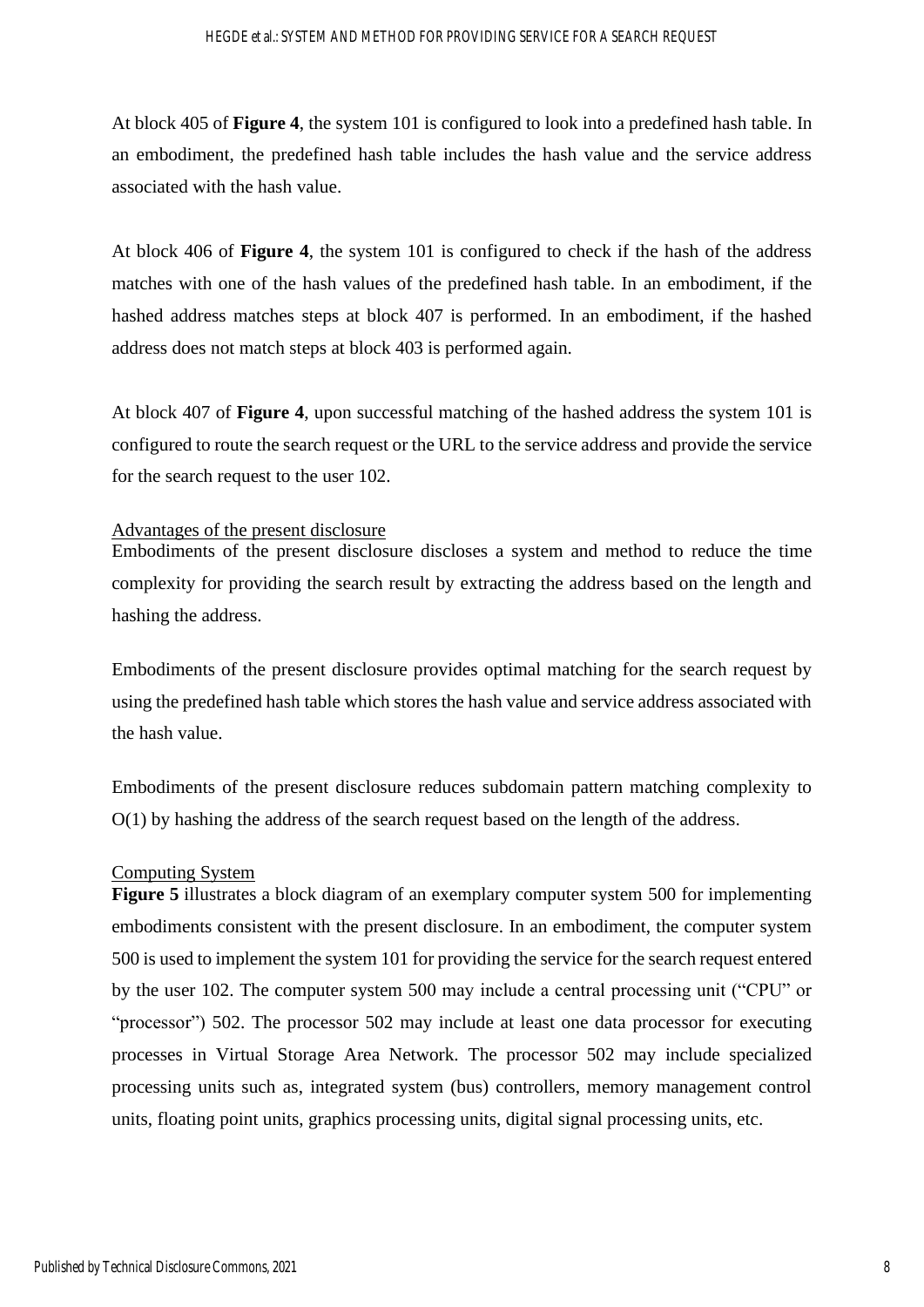At block 405 of **Figure 4**, the system 101 is configured to look into a predefined hash table. In an embodiment, the predefined hash table includes the hash value and the service address associated with the hash value.

At block 406 of **Figure 4**, the system 101 is configured to check if the hash of the address matches with one of the hash values of the predefined hash table. In an embodiment, if the hashed address matches steps at block 407 is performed. In an embodiment, if the hashed address does not match steps at block 403 is performed again.

At block 407 of **Figure 4**, upon successful matching of the hashed address the system 101 is configured to route the search request or the URL to the service address and provide the service for the search request to the user 102.

Advantages of the present disclosure

Embodiments of the present disclosure discloses a system and method to reduce the time complexity for providing the search result by extracting the address based on the length and hashing the address.

Embodiments of the present disclosure provides optimal matching for the search request by using the predefined hash table which stores the hash value and service address associated with the hash value.

Embodiments of the present disclosure reduces subdomain pattern matching complexity to O(1) by hashing the address of the search request based on the length of the address.

Computing System

**Figure 5** illustrates a block diagram of an exemplary computer system 500 for implementing embodiments consistent with the present disclosure. In an embodiment, the computer system 500 is used to implement the system 101 for providing the service for the search request entered by the user 102. The computer system 500 may include a central processing unit ("CPU" or "processor") 502. The processor 502 may include at least one data processor for executing processes in Virtual Storage Area Network. The processor 502 may include specialized processing units such as, integrated system (bus) controllers, memory management control units, floating point units, graphics processing units, digital signal processing units, etc.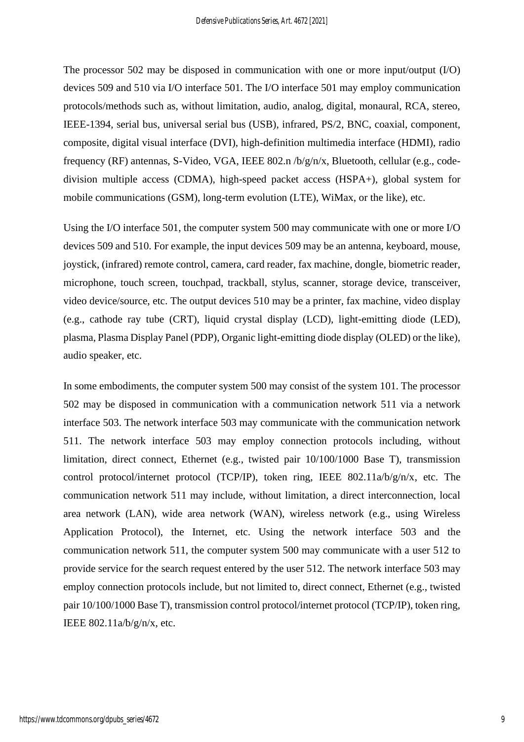The processor 502 may be disposed in communication with one or more input/output (I/O) devices 509 and 510 via I/O interface 501. The I/O interface 501 may employ communication protocols/methods such as, without limitation, audio, analog, digital, monaural, RCA, stereo, IEEE-1394, serial bus, universal serial bus (USB), infrared, PS/2, BNC, coaxial, component, composite, digital visual interface (DVI), high-definition multimedia interface (HDMI), radio frequency (RF) antennas, S-Video, VGA, IEEE 802.n /b/g/n/x, Bluetooth, cellular (e.g., code-division multiple access (CDMA), high-speed packet access (HSPA+), global system for mobile communications (GSM), long-term evolution (LTE), WiMax, or the like), etc.

Using the I/O interface 501, the computer system 500 may communicate with one or more I/O devices 509 and 510. For example, the input devices 509 may be an antenna, keyboard, mouse, joystick, (infrared) remote control, camera, card reader, fax machine, dongle, biometric reader, microphone, touch screen, touchpad, trackball, stylus, scanner, storage device, transceiver, video device/source, etc. The output devices 510 may be a printer, fax machine, video display (e.g., cathode ray tube (CRT), liquid crystal display (LCD), light-emitting diode (LED), plasma, Plasma Display Panel (PDP), Organic light-emitting diode display (OLED) or the like), audio speaker, etc.

In some embodiments, the computer system 500 may consist of the system 101. The processor 502 may be disposed in communication with a communication network 511 via a network interface 503. The network interface 503 may communicate with the communication network 511. The network interface 503 may employ connection protocols including, without limitation, direct connect, Ethernet (e.g., twisted pair 10/100/1000 Base T), transmission control protocol/internet protocol (TCP/IP), token ring, IEEE 802.11a/b/g/n/x, etc. The communication network 511 may include, without limitation, a direct interconnection, local area network (LAN), wide area network (WAN), wireless network (e.g., using Wireless Application Protocol), the Internet, etc. Using the network interface 503 and the communication network 511, the computer system 500 may communicate with a user 512 to provide service for the search request entered by the user 512. The network interface 503 may employ connection protocols include, but not limited to, direct connect, Ethernet (e.g., twisted pair 10/100/1000 Base T), transmission control protocol/internet protocol (TCP/IP), token ring, IEEE 802.11a/b/g/n/x, etc.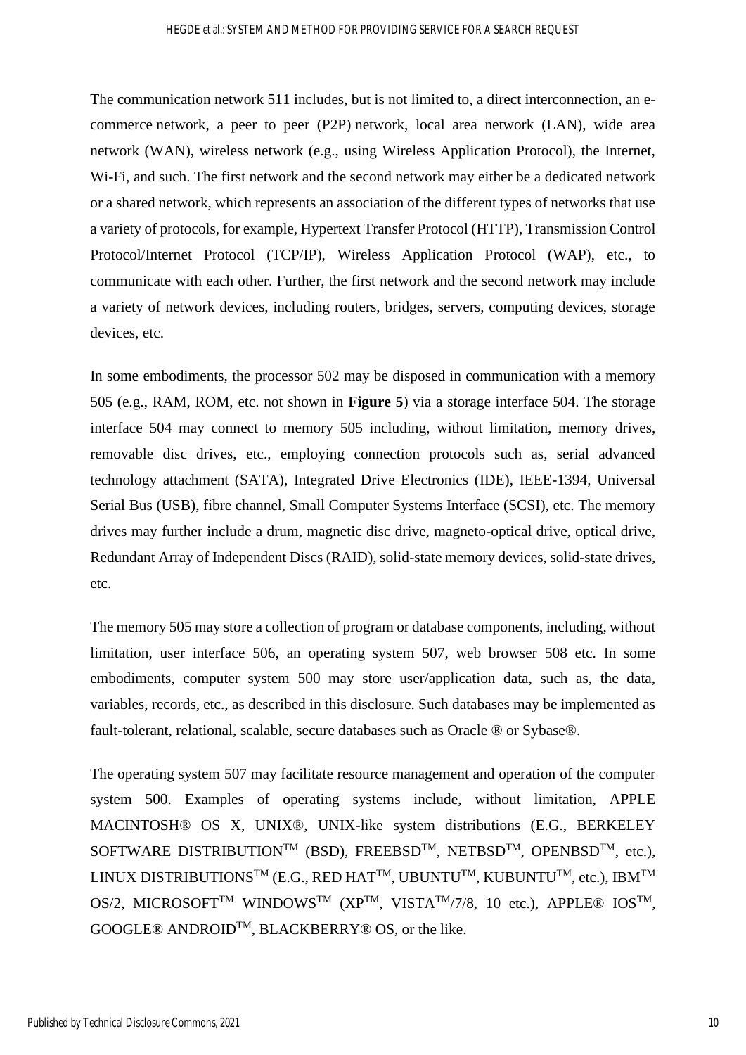The communication network 511 includes, but is not limited to, a direct interconnection, an e-commerce network, a peer to peer (P2P) network, local area network (LAN), wide area network (WAN), wireless network (e.g., using Wireless Application Protocol), the Internet, Wi-Fi, and such. The first network and the second network may either be a dedicated network or a shared network, which represents an association of the different types of networks that use a variety of protocols, for example, Hypertext Transfer Protocol (HTTP), Transmission Control Protocol/Internet Protocol (TCP/IP), Wireless Application Protocol (WAP), etc., to communicate with each other. Further, the first network and the second network may include a variety of network devices, including routers, bridges, servers, computing devices, storage devices, etc.

In some embodiments, the processor 502 may be disposed in communication with a memory 505 (e.g., RAM, ROM, etc. not shown in **Figure 5**) via a storage interface 504. The storage interface 504 may connect to memory 505 including, without limitation, memory drives, removable disc drives, etc., employing connection protocols such as, serial advanced technology attachment (SATA), Integrated Drive Electronics (IDE), IEEE-1394, Universal Serial Bus (USB), fibre channel, Small Computer Systems Interface (SCSI), etc. The memory drives may further include a drum, magnetic disc drive, magneto-optical drive, optical drive, Redundant Array of Independent Discs (RAID), solid-state memory devices, solid-state drives, etc.

The memory 505 may store a collection of program or database components, including, without limitation, user interface 506, an operating system 507, web browser 508 etc. In some embodiments, computer system 500 may store user/application data, such as, the data, variables, records, etc., as described in this disclosure. Such databases may be implemented as fault-tolerant, relational, scalable, secure databases such as Oracle ® or Sybase®.

The operating system 507 may facilitate resource management and operation of the computer system 500. Examples of operating systems include, without limitation, APPLE MACINTOSH® OS X, UNIX®, UNIX-like system distributions (E.G., BERKELEY SOFTWARE DISTRIBUTION™ (BSD), FREEBSD™, NETBSD™, OPENBSD™, etc.), LINUX DISTRIBUTIONS™ (E.G., RED HAT™, UBUNTU™, KUBUNTU™, etc.), IBM™ OS/2, MICROSOFT™ WINDOWS™ (XP™, VISTA™/7/8, 10 etc.), APPLE® IOS™, GOOGLE® ANDROID™, BLACKBERRY® OS, or the like.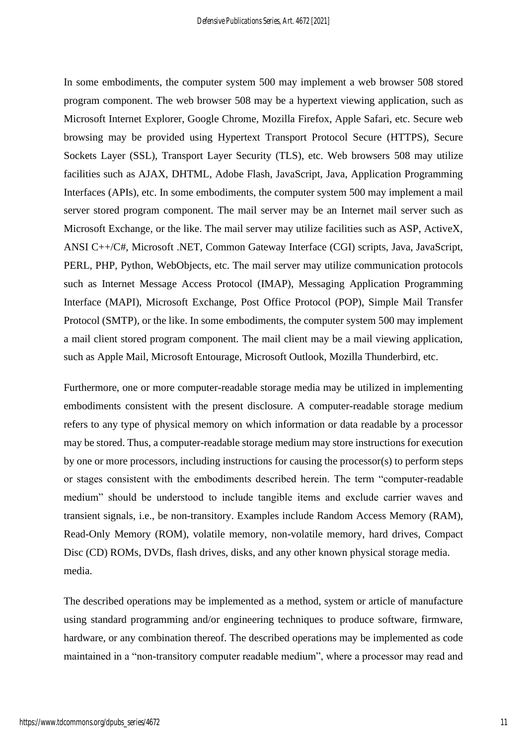In some embodiments, the computer system 500 may implement a web browser 508 stored program component. The web browser 508 may be a hypertext viewing application, such as Microsoft Internet Explorer, Google Chrome, Mozilla Firefox, Apple Safari, etc. Secure web browsing may be provided using Hypertext Transport Protocol Secure (HTTPS), Secure Sockets Layer (SSL), Transport Layer Security (TLS), etc. Web browsers 508 may utilize facilities such as AJAX, DHTML, Adobe Flash, JavaScript, Java, Application Programming Interfaces (APIs), etc. In some embodiments, the computer system 500 may implement a mail server stored program component. The mail server may be an Internet mail server such as Microsoft Exchange, or the like. The mail server may utilize facilities such as ASP, ActiveX, ANSI C++/C#, Microsoft .NET, Common Gateway Interface (CGI) scripts, Java, JavaScript, PERL, PHP, Python, WebObjects, etc. The mail server may utilize communication protocols such as Internet Message Access Protocol (IMAP), Messaging Application Programming Interface (MAPI), Microsoft Exchange, Post Office Protocol (POP), Simple Mail Transfer Protocol (SMTP), or the like. In some embodiments, the computer system 500 may implement a mail client stored program component. The mail client may be a mail viewing application, such as Apple Mail, Microsoft Entourage, Microsoft Outlook, Mozilla Thunderbird, etc.

Furthermore, one or more computer-readable storage media may be utilized in implementing embodiments consistent with the present disclosure. A computer-readable storage medium refers to any type of physical memory on which information or data readable by a processor may be stored. Thus, a computer-readable storage medium may store instructions for execution by one or more processors, including instructions for causing the processor(s) to perform steps or stages consistent with the embodiments described herein. The term "computer-readable medium" should be understood to include tangible items and exclude carrier waves and transient signals, i.e., be non-transitory. Examples include Random Access Memory (RAM), Read-Only Memory (ROM), volatile memory, non-volatile memory, hard drives, Compact Disc (CD) ROMs, DVDs, flash drives, disks, and any other known physical storage media. media.

The described operations may be implemented as a method, system or article of manufacture using standard programming and/or engineering techniques to produce software, firmware, hardware, or any combination thereof. The described operations may be implemented as code maintained in a "non-transitory computer readable medium", where a processor may read and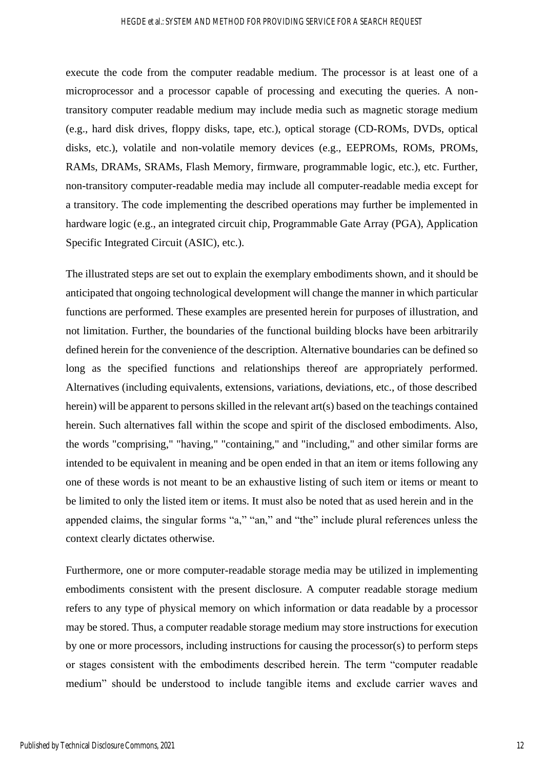execute the code from the computer readable medium. The processor is at least one of a microprocessor and a processor capable of processing and executing the queries. A non-transitory computer readable medium may include media such as magnetic storage medium (e.g., hard disk drives, floppy disks, tape, etc.), optical storage (CD-ROMs, DVDs, optical disks, etc.), volatile and non-volatile memory devices (e.g., EEPROMs, ROMs, PROMs, RAMs, DRAMs, SRAMs, Flash Memory, firmware, programmable logic, etc.), etc. Further, non-transitory computer-readable media may include all computer-readable media except for a transitory. The code implementing the described operations may further be implemented in hardware logic (e.g., an integrated circuit chip, Programmable Gate Array (PGA), Application Specific Integrated Circuit (ASIC), etc.).

The illustrated steps are set out to explain the exemplary embodiments shown, and it should be anticipated that ongoing technological development will change the manner in which particular functions are performed. These examples are presented herein for purposes of illustration, and not limitation. Further, the boundaries of the functional building blocks have been arbitrarily defined herein for the convenience of the description. Alternative boundaries can be defined so long as the specified functions and relationships thereof are appropriately performed. Alternatives (including equivalents, extensions, variations, deviations, etc., of those described herein) will be apparent to persons skilled in the relevant art(s) based on the teachings contained herein. Such alternatives fall within the scope and spirit of the disclosed embodiments. Also, the words "comprising," "having," "containing," and "including," and other similar forms are intended to be equivalent in meaning and be open ended in that an item or items following any one of these words is not meant to be an exhaustive listing of such item or items or meant to be limited to only the listed item or items. It must also be noted that as used herein and in the appended claims, the singular forms "a," "an," and "the" include plural references unless the context clearly dictates otherwise.

Furthermore, one or more computer-readable storage media may be utilized in implementing embodiments consistent with the present disclosure. A computer readable storage medium refers to any type of physical memory on which information or data readable by a processor may be stored. Thus, a computer readable storage medium may store instructions for execution by one or more processors, including instructions for causing the processor(s) to perform steps or stages consistent with the embodiments described herein. The term "computer readable medium" should be understood to include tangible items and exclude carrier waves and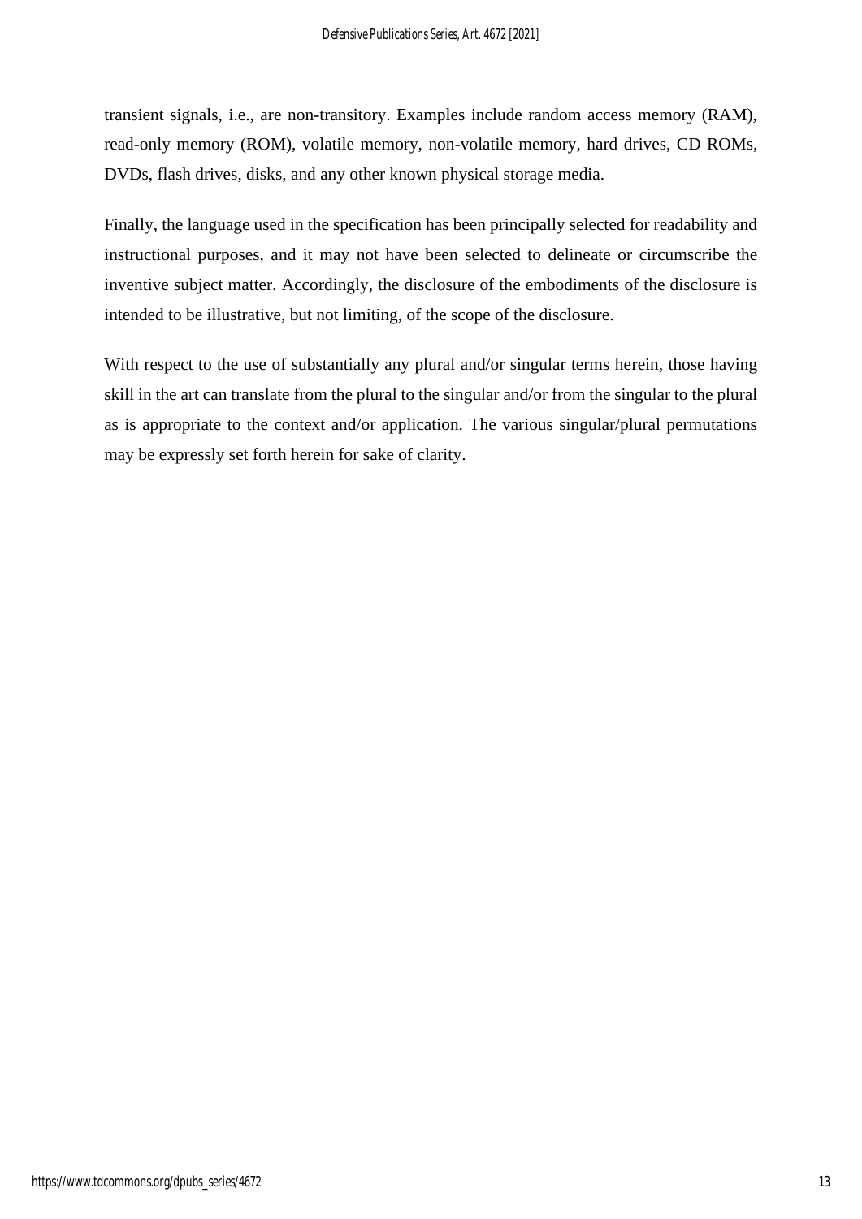transient signals, i.e., are non-transitory. Examples include random access memory (RAM), read-only memory (ROM), volatile memory, non-volatile memory, hard drives, CD ROMs, DVDs, flash drives, disks, and any other known physical storage media.

Finally, the language used in the specification has been principally selected for readability and instructional purposes, and it may not have been selected to delineate or circumscribe the inventive subject matter. Accordingly, the disclosure of the embodiments of the disclosure is intended to be illustrative, but not limiting, of the scope of the disclosure.

With respect to the use of substantially any plural and/or singular terms herein, those having skill in the art can translate from the plural to the singular and/or from the singular to the plural as is appropriate to the context and/or application. The various singular/plural permutations may be expressly set forth herein for sake of clarity.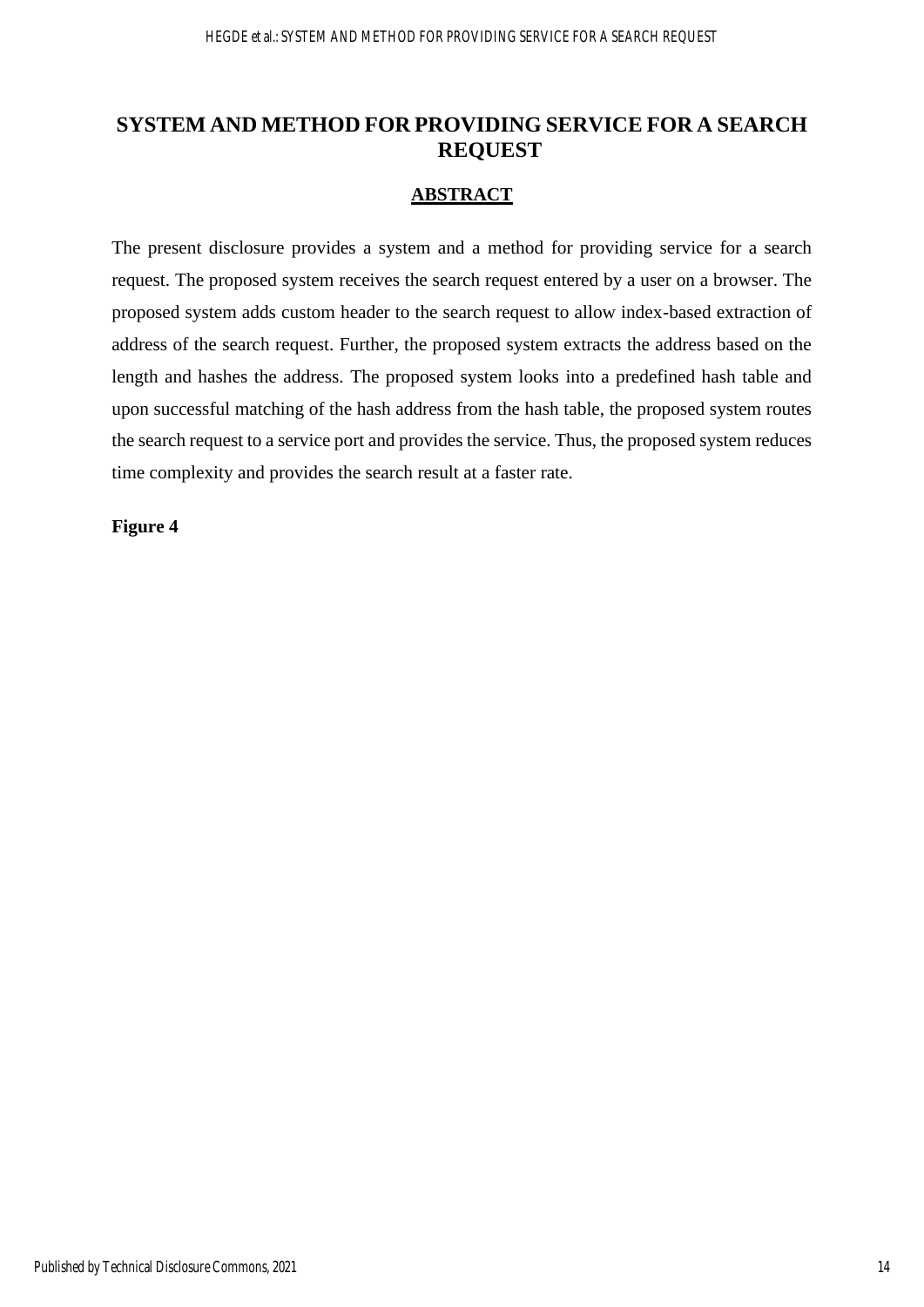# SYSTEM AND METHOD FOR PROVIDING SERVICE FOR A SEARCH REQUEST

## ABSTRACT

The present disclosure provides a system and a method for providing service for a search request. The proposed system receives the search request entered by a user on a browser. The proposed system adds custom header to the search request to allow index-based extraction of address of the search request. Further, the proposed system extracts the address based on the length and hashes the address. The proposed system looks into a predefined hash table and upon successful matching of the hash address from the hash table, the proposed system routes the search request to a service port and provides the service. Thus, the proposed system reduces time complexity and provides the search result at a faster rate.

**Figure 4**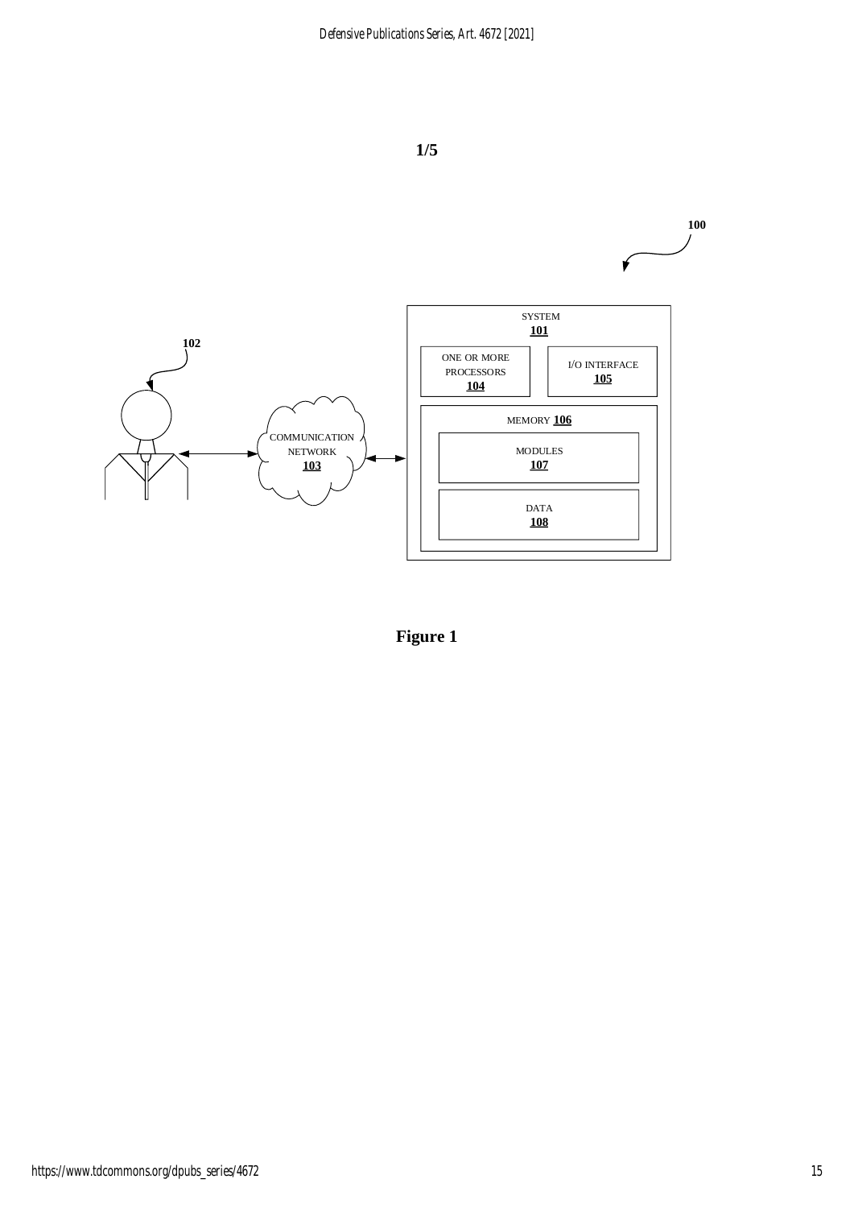1/5

100

SYSTEM
101

102

ONE OR MORE PROCESSORS
104

I/O INTERFACE
105

MEMORY 106

COMMUNICATION NETWORK
103

MODULES
107

DATA
108

**Figure 1**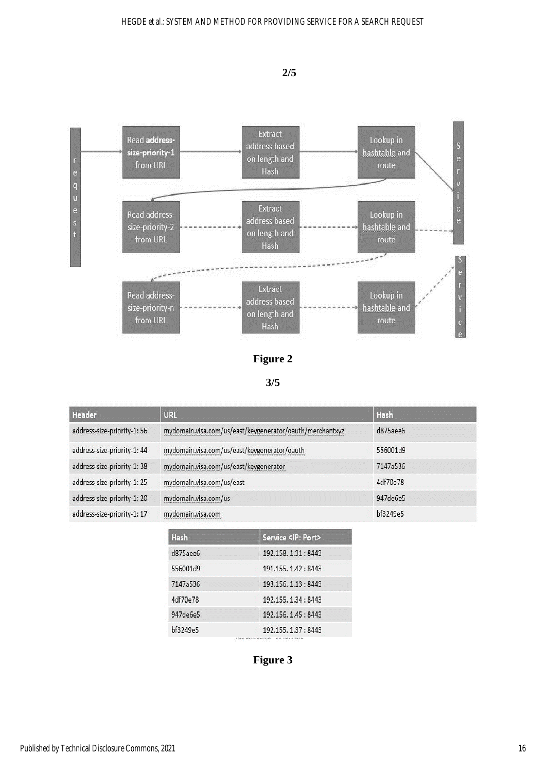2/5

Read **address-size-priority-1** from URL → Extract address based on length and Hash → Lookup in hashtable and route

Read address-size-priority-2 from URL → Extract address based on length and Hash → Lookup in hashtable and route

Read address-size-priority-n from URL → Extract address based on length and Hash → Lookup in hashtable and route

request

Service

Service

**Figure 2**

3/5

| Header | URL | Hash |
|---|---|---|
| address-size-priority-1: 56 | mydomain.visa.com/us/east/keygenerator/oauth/merchantxyz | d875aee6 |
| address-size-priority-1: 44 | mydomain.visa.com/us/east/keygenerator/oauth | 556001d9 |
| address-size-priority-1: 38 | mydomain.visa.com/us/east/keygenerator | 7147a536 |
| address-size-priority-1: 25 | mydomain.visa.com/us/east | 4df70e78 |
| address-size-priority-1: 20 | mydomain.visa.com/us | 947de6e5 |
| address-size-priority-1: 17 | mydomain.visa.com | bf3249e5 |

| Hash | Service <IP: Port> |
|---|---|
| d875aee6 | 192.158. 1.31 : 8443 |
| 556001d9 | 191.155. 1.42 : 8443 |
| 7147a536 | 193.156. 1.13 : 8443 |
| 4df70e78 | 192.155. 1.34 : 8443 |
| 947de6e5 | 192.156. 1.45 : 8443 |
| bf3249e5 | 192.155. 1.37 : 8443 |

**Figure 3**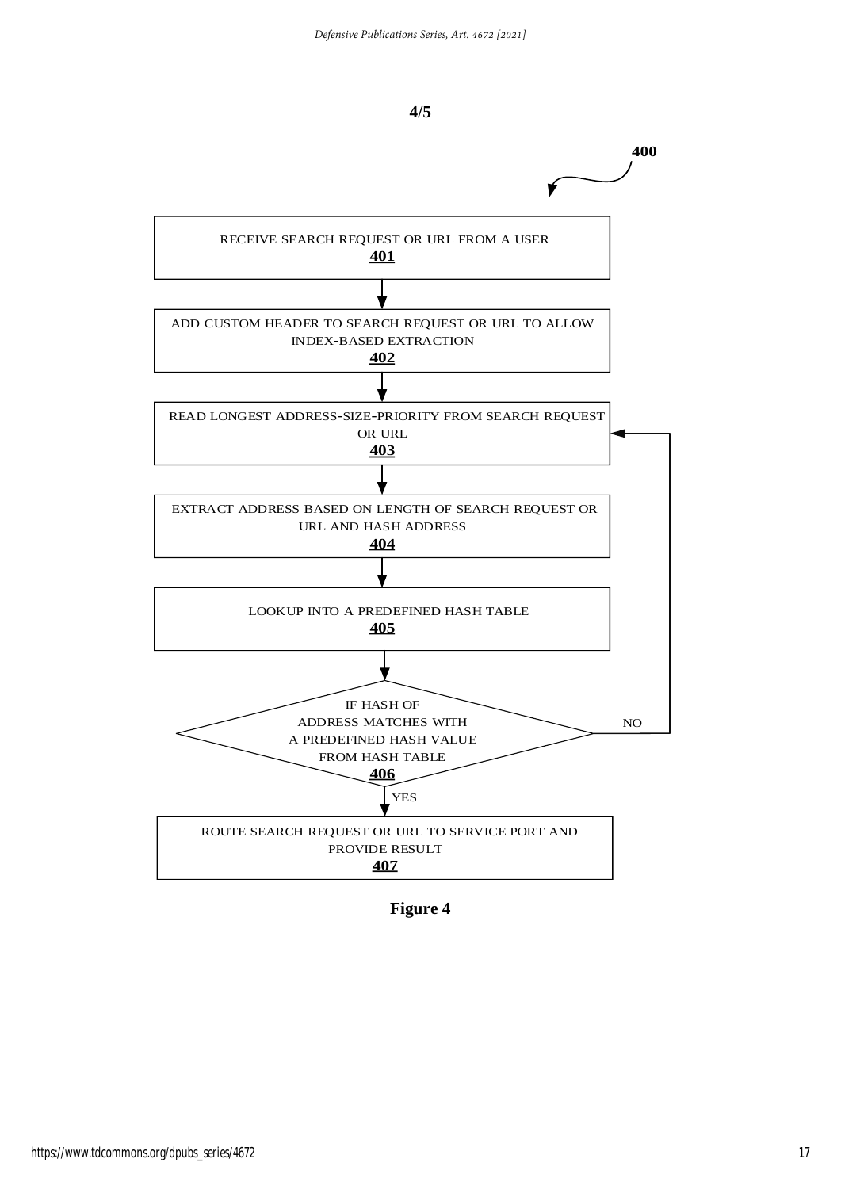4/5

400

RECEIVE SEARCH REQUEST OR URL FROM A USER
401

ADD CUSTOM HEADER TO SEARCH REQUEST OR URL TO ALLOW INDEX-BASED EXTRACTION
402

READ LONGEST ADDRESS-SIZE-PRIORITY FROM SEARCH REQUEST OR URL
403

EXTRACT ADDRESS BASED ON LENGTH OF SEARCH REQUEST OR URL AND HASH ADDRESS
404

LOOKUP INTO A PREDEFINED HASH TABLE
405

IF HASH OF ADDRESS MATCHES WITH A PREDEFINED HASH VALUE FROM HASH TABLE
406

NO

YES

ROUTE SEARCH REQUEST OR URL TO SERVICE PORT AND PROVIDE RESULT
407

**Figure 4**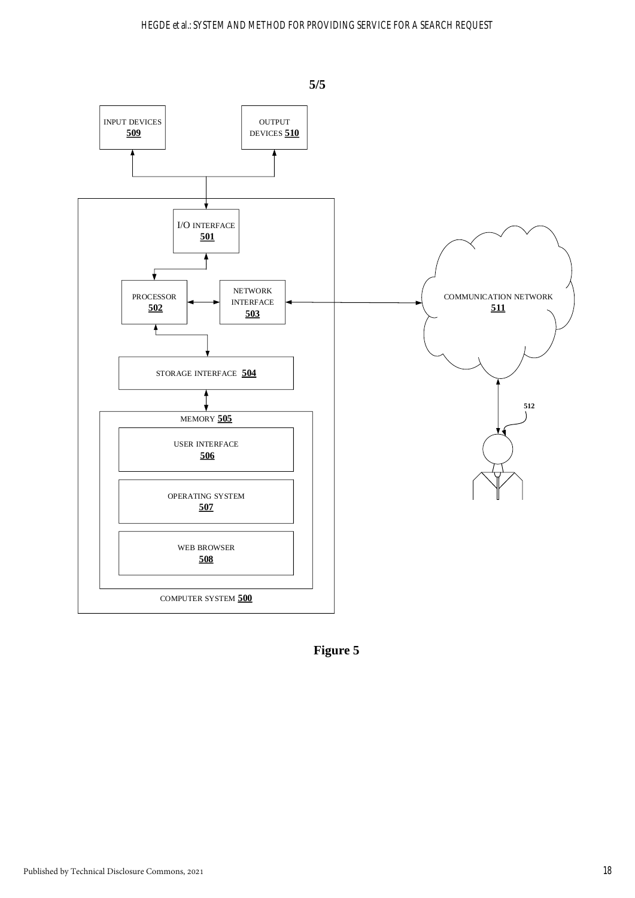5/5

INPUT DEVICES **509**

OUTPUT DEVICES **510**

I/O INTERFACE **501**

PROCESSOR **502**

NETWORK INTERFACE **503**

COMMUNICATION NETWORK **511**

STORAGE INTERFACE **504**

MEMORY **505**

USER INTERFACE **506**

OPERATING SYSTEM **507**

WEB BROWSER **508**

COMPUTER SYSTEM **500**

512

**Figure 5**